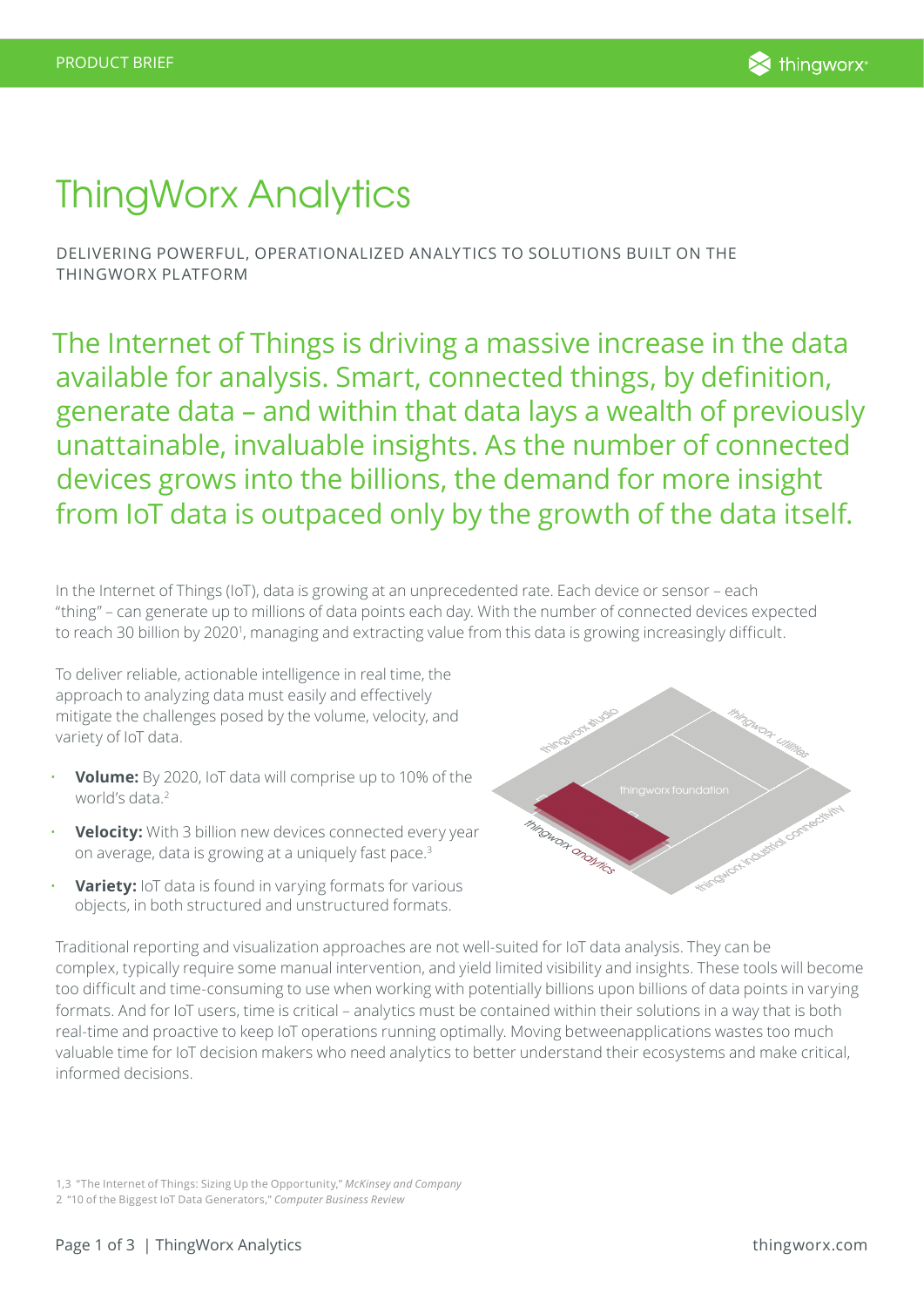# ThingWorx Analytics

DELIVERING POWERFUL, OPERATIONALIZED ANALYTICS TO SOLUTIONS BUILT ON THE THINGWORX PLATFORM

The Internet of Things is driving a massive increase in the data available for analysis. Smart, connected things, by definition, generate data – and within that data lays a wealth of previously unattainable, invaluable insights. As the number of connected devices grows into the billions, the demand for more insight from IoT data is outpaced only by the growth of the data itself.

In the Internet of Things (IoT), data is growing at an unprecedented rate. Each device or sensor – each "thing" – can generate up to millions of data points each day. With the number of connected devices expected to reach 30 billion by 2020[1], managing and extracting value from this data is growing increasingly difficult.

To deliver reliable, actionable intelligence in real time, the approach to analyzing data must easily and effectively mitigate the challenges posed by the volume, velocity, and variety of IoT data.

- **Volume:** By 2020, IoT data will comprise up to 10% of the world's data.[2]
- **Velocity:** With 3 billion new devices connected every year on average, data is growing at a uniquely fast pace.[3]
- **Variety:** IoT data is found in varying formats for various objects, in both structured and unstructured formats.

Traditional reporting and visualization approaches are not well-suited for IoT data analysis. They can be complex, typically require some manual intervention, and yield limited visibility and insights. These tools will become too difficult and time-consuming to use when working with potentially billions upon billions of data points in varying formats. And for IoT users, time is critical – analytics must be contained within their solutions in a way that is both real-time and proactive to keep IoT operations running optimally. Moving betweenapplications wastes too much valuable time for IoT decision makers who need analytics to better understand their ecosystems and make critical, informed decisions.

1,3 "The Internet of Things: Sizing Up the Opportunity," *McKinsey and Company*
2 "10 of the Biggest IoT Data Generators," *Computer Business Review*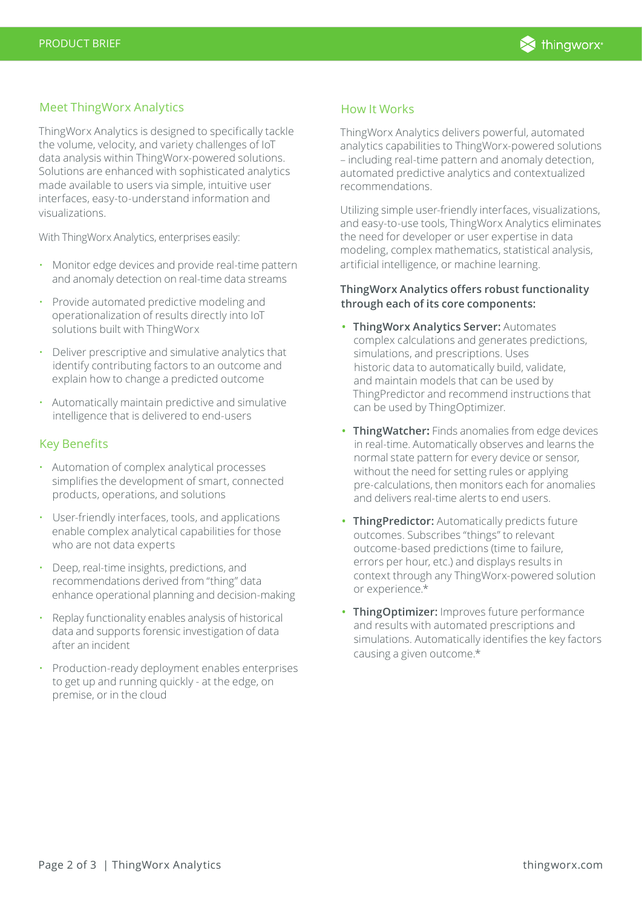## Meet ThingWorx Analytics

ThingWorx Analytics is designed to specifically tackle the volume, velocity, and variety challenges of IoT data analysis within ThingWorx-powered solutions. Solutions are enhanced with sophisticated analytics made available to users via simple, intuitive user interfaces, easy-to-understand information and visualizations.

With ThingWorx Analytics, enterprises easily:

- Monitor edge devices and provide real-time pattern and anomaly detection on real-time data streams
- Provide automated predictive modeling and operationalization of results directly into IoT solutions built with ThingWorx
- Deliver prescriptive and simulative analytics that identify contributing factors to an outcome and explain how to change a predicted outcome
- Automatically maintain predictive and simulative intelligence that is delivered to end-users

## Key Benefits

- Automation of complex analytical processes simplifies the development of smart, connected products, operations, and solutions
- User-friendly interfaces, tools, and applications enable complex analytical capabilities for those who are not data experts
- Deep, real-time insights, predictions, and recommendations derived from "thing" data enhance operational planning and decision-making
- Replay functionality enables analysis of historical data and supports forensic investigation of data after an incident
- Production-ready deployment enables enterprises to get up and running quickly - at the edge, on premise, or in the cloud

## How It Works

ThingWorx Analytics delivers powerful, automated analytics capabilities to ThingWorx-powered solutions – including real-time pattern and anomaly detection, automated predictive analytics and contextualized recommendations.

Utilizing simple user-friendly interfaces, visualizations, and easy-to-use tools, ThingWorx Analytics eliminates the need for developer or user expertise in data modeling, complex mathematics, statistical analysis, artificial intelligence, or machine learning.

**ThingWorx Analytics offers robust functionality through each of its core components:**

- **ThingWorx Analytics Server:** Automates complex calculations and generates predictions, simulations, and prescriptions. Uses historic data to automatically build, validate, and maintain models that can be used by ThingPredictor and recommend instructions that can be used by ThingOptimizer.
- **ThingWatcher:** Finds anomalies from edge devices in real-time. Automatically observes and learns the normal state pattern for every device or sensor, without the need for setting rules or applying pre-calculations, then monitors each for anomalies and delivers real-time alerts to end users.
- **ThingPredictor:** Automatically predicts future outcomes. Subscribes "things" to relevant outcome-based predictions (time to failure, errors per hour, etc.) and displays results in context through any ThingWorx-powered solution or experience.*
- **ThingOptimizer:** Improves future performance and results with automated prescriptions and simulations. Automatically identifies the key factors causing a given outcome.*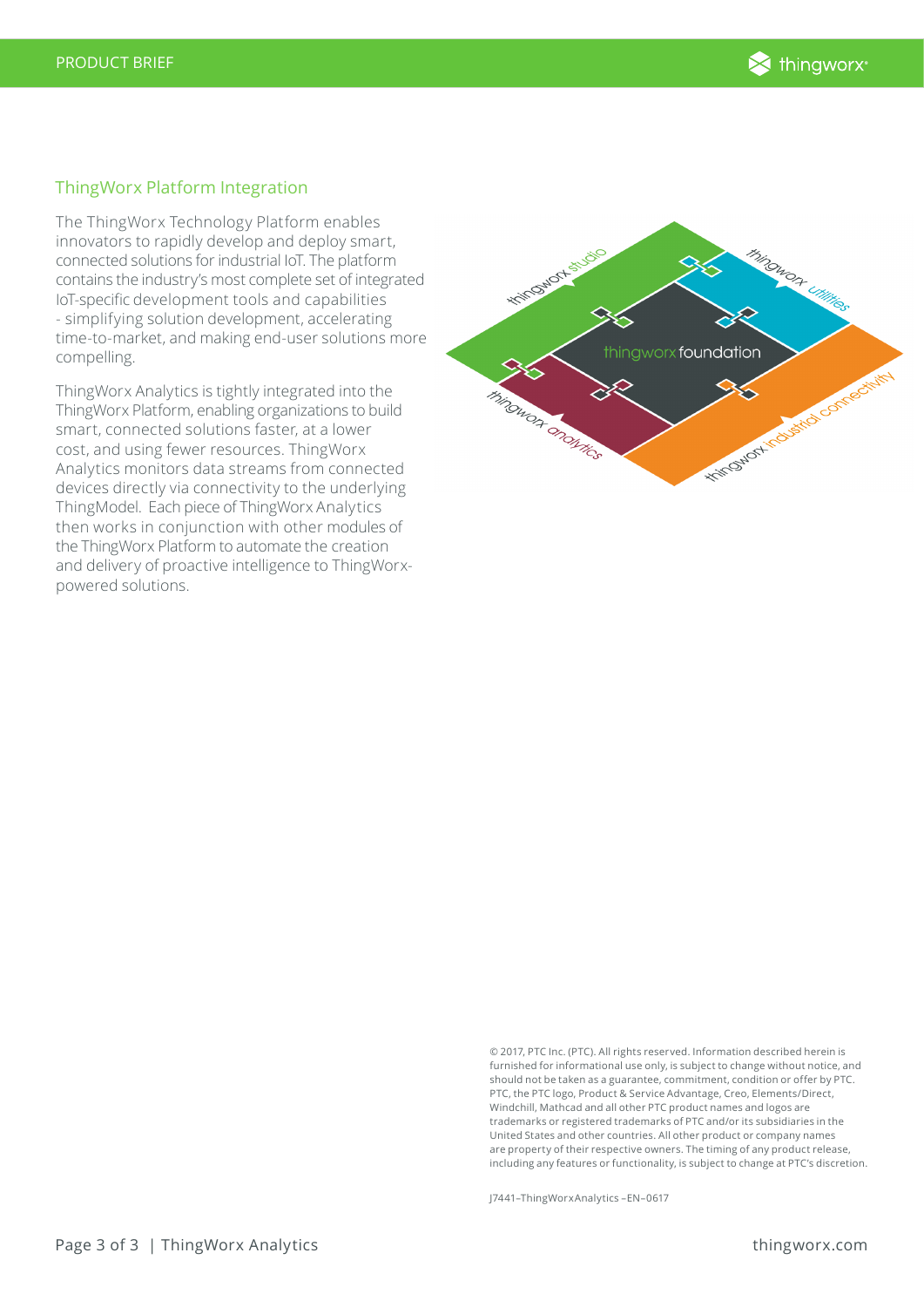## ThingWorx Platform Integration

The ThingWorx Technology Platform enables innovators to rapidly develop and deploy smart, connected solutions for industrial IoT. The platform contains the industry's most complete set of integrated IoT-specific development tools and capabilities - simplifying solution development, accelerating time-to-market, and making end-user solutions more compelling.

ThingWorx Analytics is tightly integrated into the ThingWorx Platform, enabling organizations to build smart, connected solutions faster, at a lower cost, and using fewer resources. ThingWorx Analytics monitors data streams from connected devices directly via connectivity to the underlying ThingModel. Each piece of ThingWorx Analytics then works in conjunction with other modules of the ThingWorx Platform to automate the creation and delivery of proactive intelligence to ThingWorx-powered solutions.

thingworx studio

thingworx utilities

thingworx foundation

thingworx analytics

thingworx industrial connectivity

© 2017, PTC Inc. (PTC). All rights reserved. Information described herein is furnished for informational use only, is subject to change without notice, and should not be taken as a guarantee, commitment, condition or offer by PTC. PTC, the PTC logo, Product & Service Advantage, Creo, Elements/Direct, Windchill, Mathcad and all other PTC product names and logos are trademarks or registered trademarks of PTC and/or its subsidiaries in the United States and other countries. All other product or company names are property of their respective owners. The timing of any product release, including any features or functionality, is subject to change at PTC's discretion.

J7441–ThingWorxAnalytics –EN–0617